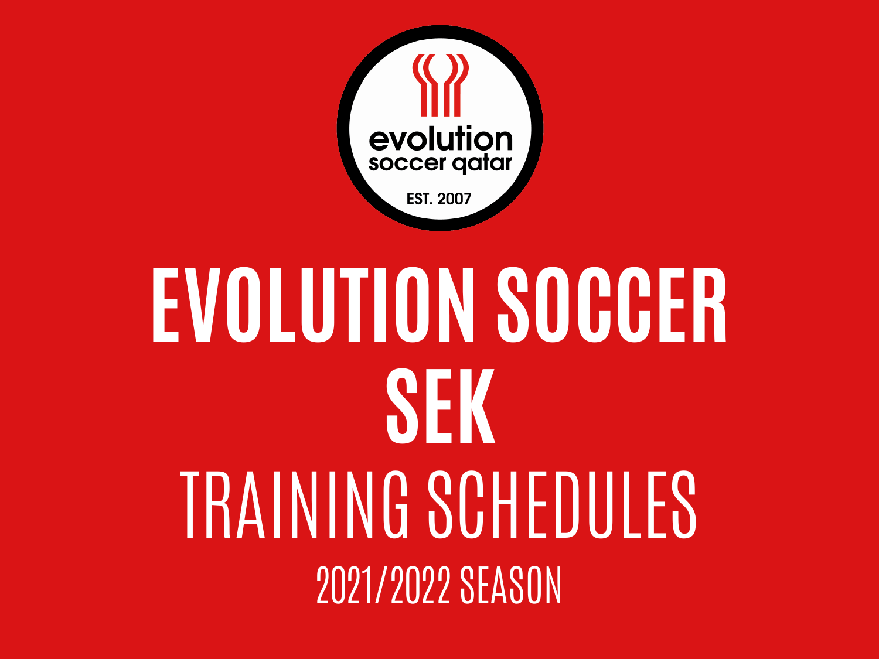evolution soccer qatar

EST. 2007

# EVOLUTION SOCCER SEK

## TRAINING SCHEDULES

2021/2022 SEASON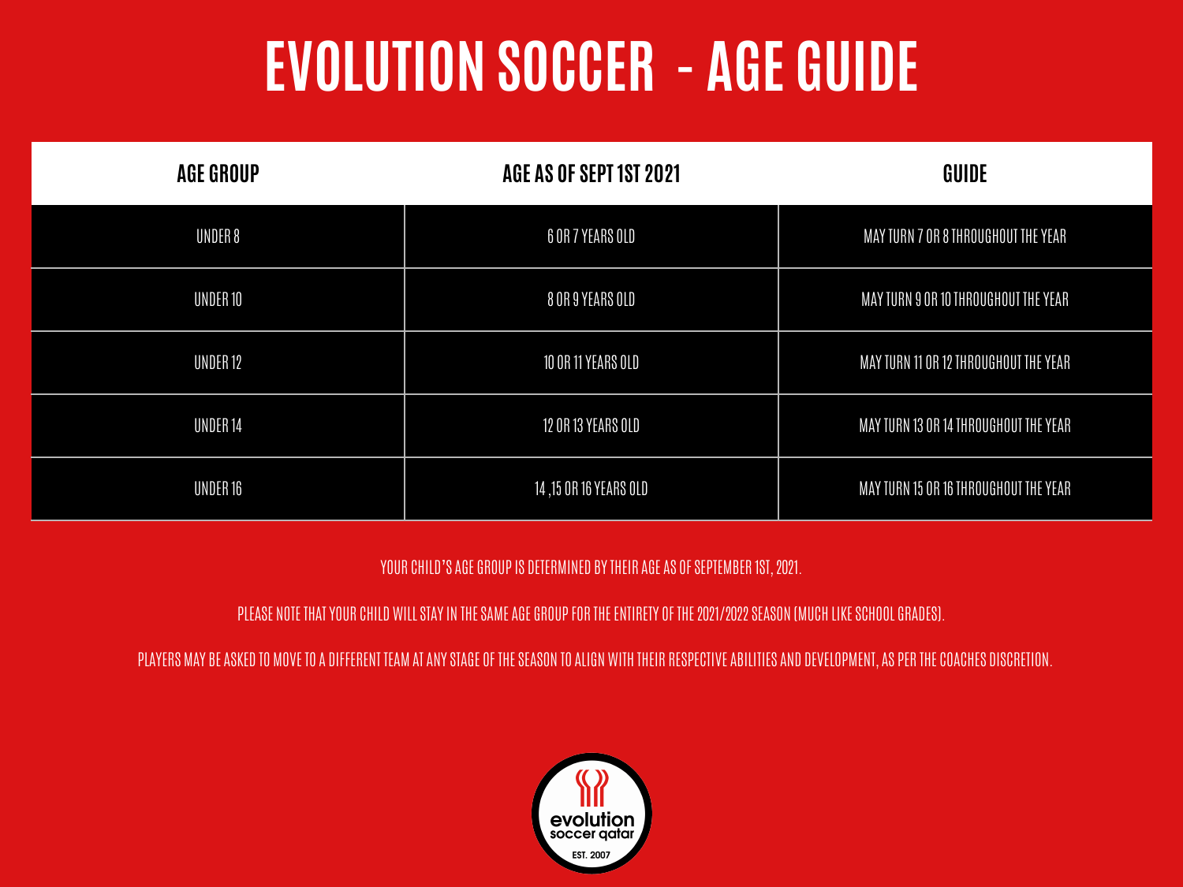# EVOLUTION SOCCER - AGE GUIDE

| AGE GROUP | AGE AS OF SEPT 1ST 2021 | GUIDE |
|---|---|---|
| UNDER 8 | 6 OR 7 YEARS OLD | MAY TURN 7 OR 8 THROUGHOUT THE YEAR |
| UNDER 10 | 8 OR 9 YEARS OLD | MAY TURN 9 OR 10 THROUGHOUT THE YEAR |
| UNDER 12 | 10 OR 11 YEARS OLD | MAY TURN 11 OR 12 THROUGHOUT THE YEAR |
| UNDER 14 | 12 OR 13 YEARS OLD | MAY TURN 13 OR 14 THROUGHOUT THE YEAR |
| UNDER 16 | 14 ,15 OR 16 YEARS OLD | MAY TURN 15 OR 16 THROUGHOUT THE YEAR |

YOUR CHILD'S AGE GROUP IS DETERMINED BY THEIR AGE AS OF SEPTEMBER 1ST, 2021.

PLEASE NOTE THAT YOUR CHILD WILL STAY IN THE SAME AGE GROUP FOR THE ENTIRETY OF THE 2021/2022 SEASON (MUCH LIKE SCHOOL GRADES).

PLAYERS MAY BE ASKED TO MOVE TO A DIFFERENT TEAM AT ANY STAGE OF THE SEASON TO ALIGN WITH THEIR RESPECTIVE ABILITIES AND DEVELOPMENT, AS PER THE COACHES DISCRETION.

evolution soccer qatar

EST. 2007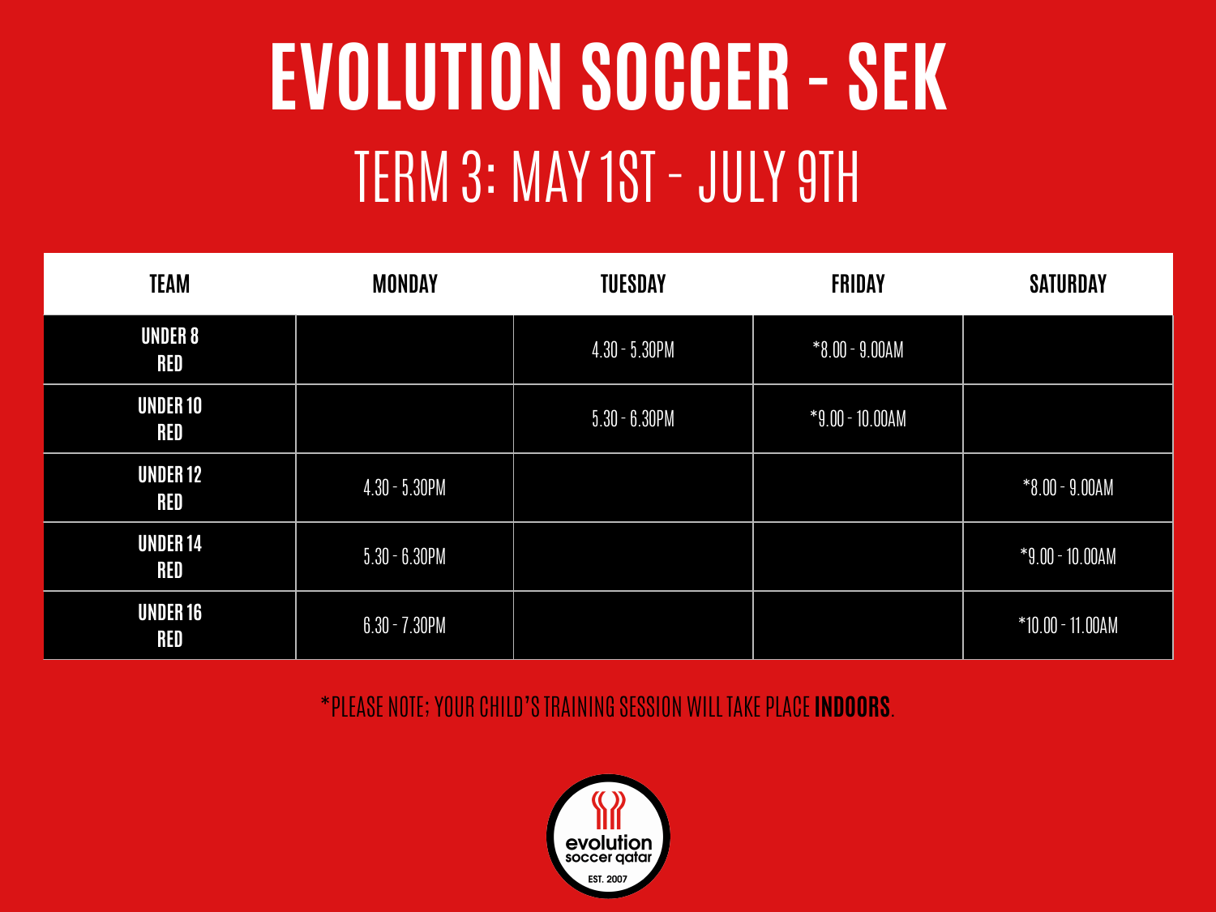# EVOLUTION SOCCER - SEK

## TERM 3: MAY 1ST - JULY 9TH

| TEAM | MONDAY | TUESDAY | FRIDAY | SATURDAY |
| --- | --- | --- | --- | --- |
| UNDER 8 RED | | 4.30 - 5.30PM | *8.00 - 9.00AM | |
| UNDER 10 RED | | 5.30 - 6.30PM | *9.00 - 10.00AM | |
| UNDER 12 RED | 4.30 - 5.30PM | | | *8.00 - 9.00AM |
| UNDER 14 RED | 5.30 - 6.30PM | | | *9.00 - 10.00AM |
| UNDER 16 RED | 6.30 - 7.30PM | | | *10.00 - 11.00AM |

*PLEASE NOTE; YOUR CHILD'S TRAINING SESSION WILL TAKE PLACE **INDOORS**.

evolution soccer qatar

EST. 2007